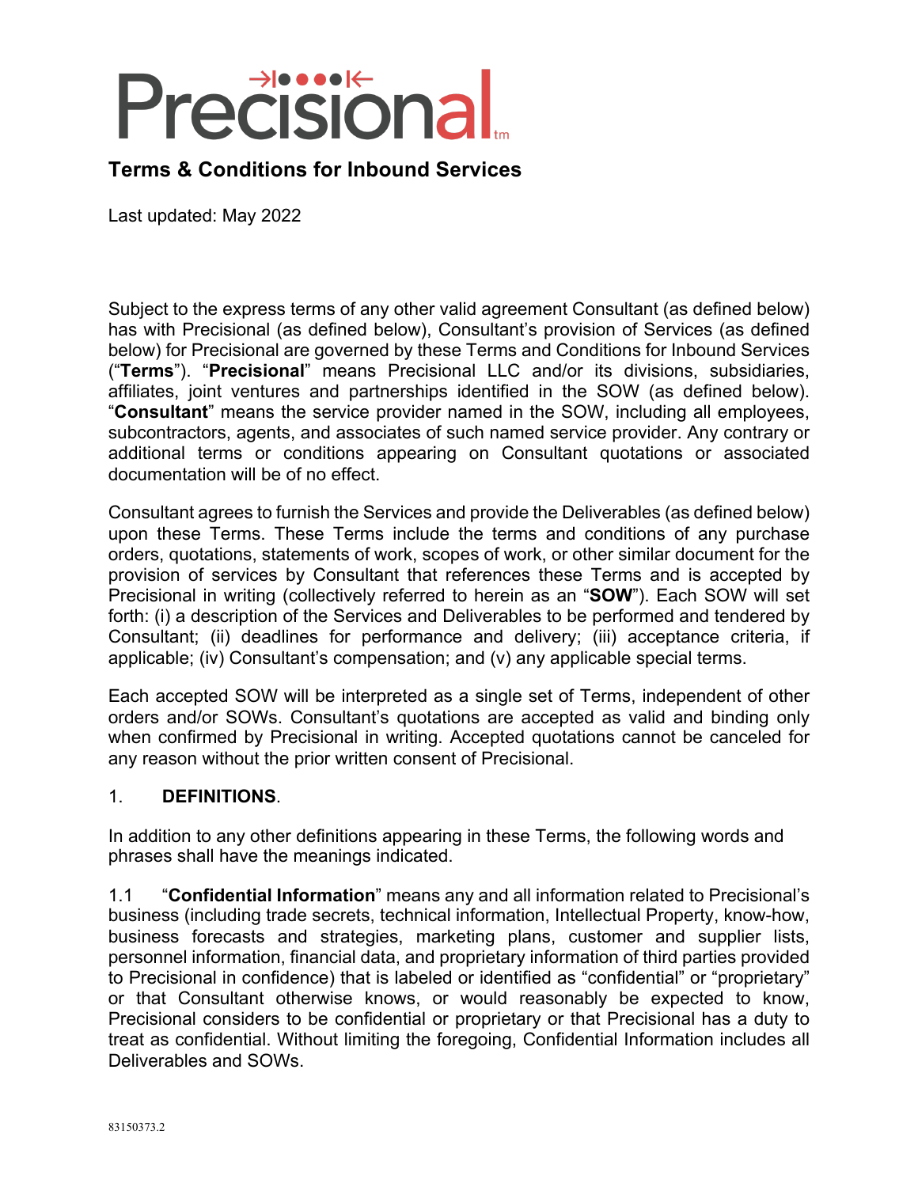# Precisional

## Terms & Conditions for Inbound Services

Last updated: May 2022

Subject to the express terms of any other valid agreement Consultant (as defined below) has with Precisional (as defined below), Consultant's provision of Services (as defined below) for Precisional are governed by these Terms and Conditions for Inbound Services ("**Terms**"). "**Precisional**" means Precisional LLC and/or its divisions, subsidiaries, affiliates, joint ventures and partnerships identified in the SOW (as defined below). "**Consultant**" means the service provider named in the SOW, including all employees, subcontractors, agents, and associates of such named service provider. Any contrary or additional terms or conditions appearing on Consultant quotations or associated documentation will be of no effect.

Consultant agrees to furnish the Services and provide the Deliverables (as defined below) upon these Terms. These Terms include the terms and conditions of any purchase orders, quotations, statements of work, scopes of work, or other similar document for the provision of services by Consultant that references these Terms and is accepted by Precisional in writing (collectively referred to herein as an "**SOW**"). Each SOW will set forth: (i) a description of the Services and Deliverables to be performed and tendered by Consultant; (ii) deadlines for performance and delivery; (iii) acceptance criteria, if applicable; (iv) Consultant's compensation; and (v) any applicable special terms.

Each accepted SOW will be interpreted as a single set of Terms, independent of other orders and/or SOWs. Consultant's quotations are accepted as valid and binding only when confirmed by Precisional in writing. Accepted quotations cannot be canceled for any reason without the prior written consent of Precisional.

1. **DEFINITIONS**.

In addition to any other definitions appearing in these Terms, the following words and phrases shall have the meanings indicated.

1.1 "**Confidential Information**" means any and all information related to Precisional's business (including trade secrets, technical information, Intellectual Property, know-how, business forecasts and strategies, marketing plans, customer and supplier lists, personnel information, financial data, and proprietary information of third parties provided to Precisional in confidence) that is labeled or identified as "confidential" or "proprietary" or that Consultant otherwise knows, or would reasonably be expected to know, Precisional considers to be confidential or proprietary or that Precisional has a duty to treat as confidential. Without limiting the foregoing, Confidential Information includes all Deliverables and SOWs.

83150373.2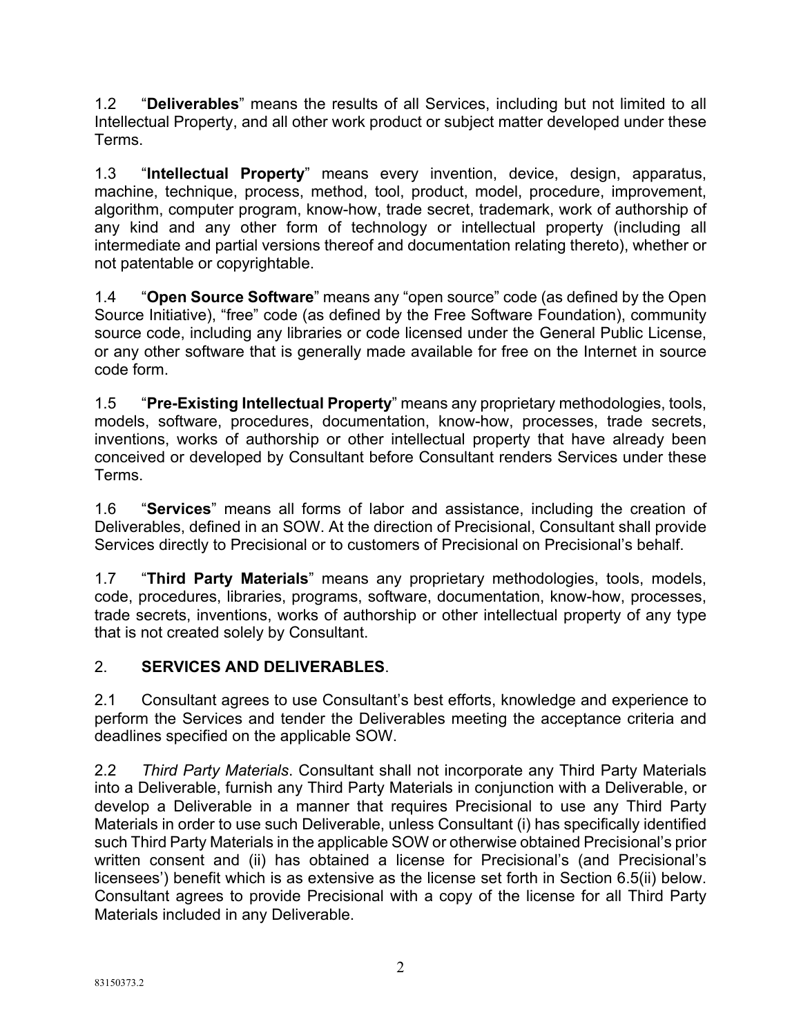1.2 "**Deliverables**" means the results of all Services, including but not limited to all Intellectual Property, and all other work product or subject matter developed under these Terms.

1.3 "**Intellectual Property**" means every invention, device, design, apparatus, machine, technique, process, method, tool, product, model, procedure, improvement, algorithm, computer program, know-how, trade secret, trademark, work of authorship of any kind and any other form of technology or intellectual property (including all intermediate and partial versions thereof and documentation relating thereto), whether or not patentable or copyrightable.

1.4 "**Open Source Software**" means any "open source" code (as defined by the Open Source Initiative), "free" code (as defined by the Free Software Foundation), community source code, including any libraries or code licensed under the General Public License, or any other software that is generally made available for free on the Internet in source code form.

1.5 "**Pre-Existing Intellectual Property**" means any proprietary methodologies, tools, models, software, procedures, documentation, know-how, processes, trade secrets, inventions, works of authorship or other intellectual property that have already been conceived or developed by Consultant before Consultant renders Services under these Terms.

1.6 "**Services**" means all forms of labor and assistance, including the creation of Deliverables, defined in an SOW. At the direction of Precisional, Consultant shall provide Services directly to Precisional or to customers of Precisional on Precisional's behalf.

1.7 "**Third Party Materials**" means any proprietary methodologies, tools, models, code, procedures, libraries, programs, software, documentation, know-how, processes, trade secrets, inventions, works of authorship or other intellectual property of any type that is not created solely by Consultant.

## 2. SERVICES AND DELIVERABLES.

2.1 Consultant agrees to use Consultant's best efforts, knowledge and experience to perform the Services and tender the Deliverables meeting the acceptance criteria and deadlines specified on the applicable SOW.

2.2 *Third Party Materials*. Consultant shall not incorporate any Third Party Materials into a Deliverable, furnish any Third Party Materials in conjunction with a Deliverable, or develop a Deliverable in a manner that requires Precisional to use any Third Party Materials in order to use such Deliverable, unless Consultant (i) has specifically identified such Third Party Materials in the applicable SOW or otherwise obtained Precisional's prior written consent and (ii) has obtained a license for Precisional's (and Precisional's licensees') benefit which is as extensive as the license set forth in Section 6.5(ii) below. Consultant agrees to provide Precisional with a copy of the license for all Third Party Materials included in any Deliverable.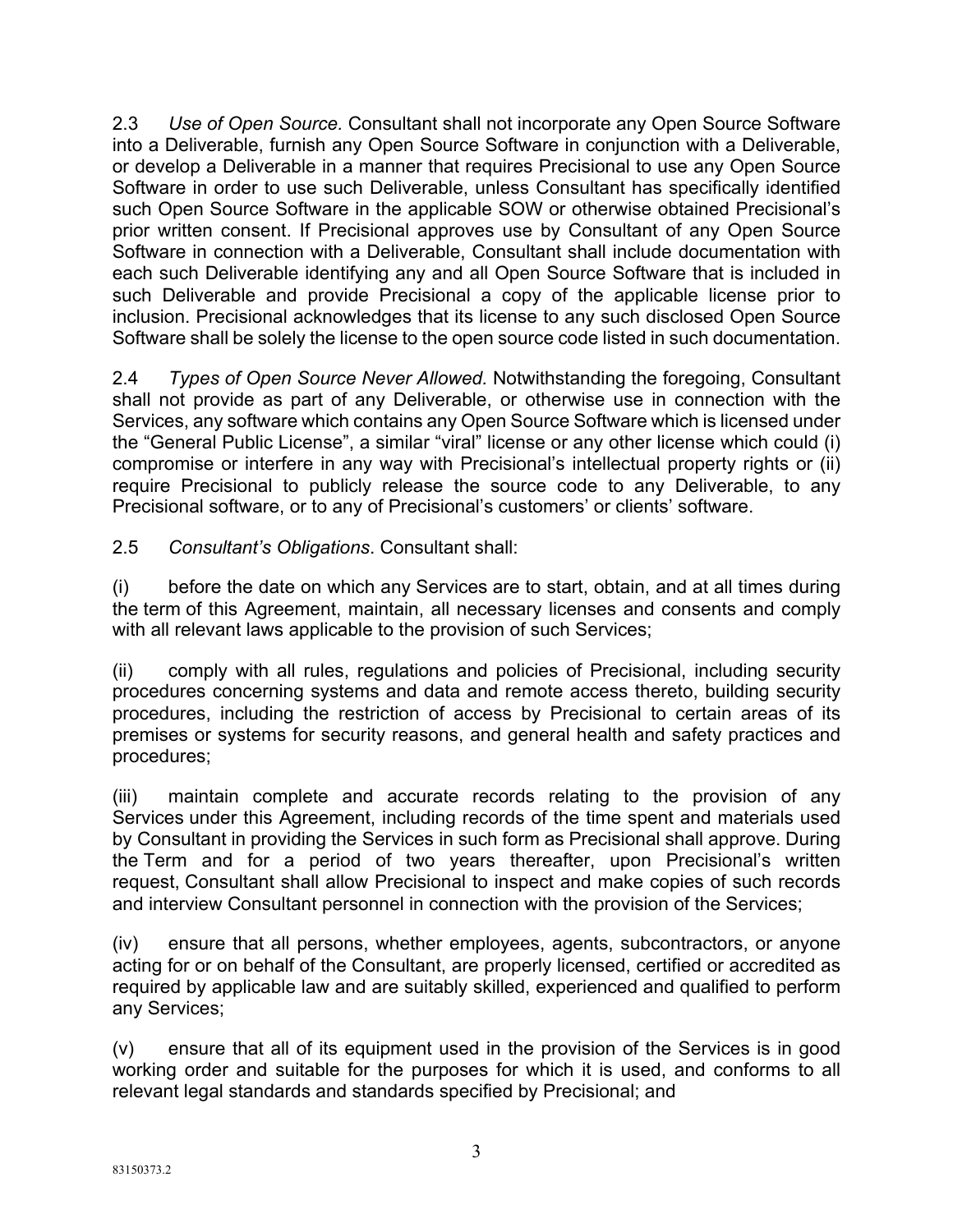2.3 *Use of Open Source.* Consultant shall not incorporate any Open Source Software into a Deliverable, furnish any Open Source Software in conjunction with a Deliverable, or develop a Deliverable in a manner that requires Precisional to use any Open Source Software in order to use such Deliverable, unless Consultant has specifically identified such Open Source Software in the applicable SOW or otherwise obtained Precisional's prior written consent. If Precisional approves use by Consultant of any Open Source Software in connection with a Deliverable, Consultant shall include documentation with each such Deliverable identifying any and all Open Source Software that is included in such Deliverable and provide Precisional a copy of the applicable license prior to inclusion. Precisional acknowledges that its license to any such disclosed Open Source Software shall be solely the license to the open source code listed in such documentation.

2.4 *Types of Open Source Never Allowed.* Notwithstanding the foregoing, Consultant shall not provide as part of any Deliverable, or otherwise use in connection with the Services, any software which contains any Open Source Software which is licensed under the "General Public License", a similar "viral" license or any other license which could (i) compromise or interfere in any way with Precisional's intellectual property rights or (ii) require Precisional to publicly release the source code to any Deliverable, to any Precisional software, or to any of Precisional's customers' or clients' software.

2.5 *Consultant's Obligations*. Consultant shall:

(i) before the date on which any Services are to start, obtain, and at all times during the term of this Agreement, maintain, all necessary licenses and consents and comply with all relevant laws applicable to the provision of such Services;

(ii) comply with all rules, regulations and policies of Precisional, including security procedures concerning systems and data and remote access thereto, building security procedures, including the restriction of access by Precisional to certain areas of its premises or systems for security reasons, and general health and safety practices and procedures;

(iii) maintain complete and accurate records relating to the provision of any Services under this Agreement, including records of the time spent and materials used by Consultant in providing the Services in such form as Precisional shall approve. During the Term and for a period of two years thereafter, upon Precisional's written request, Consultant shall allow Precisional to inspect and make copies of such records and interview Consultant personnel in connection with the provision of the Services;

(iv) ensure that all persons, whether employees, agents, subcontractors, or anyone acting for or on behalf of the Consultant, are properly licensed, certified or accredited as required by applicable law and are suitably skilled, experienced and qualified to perform any Services;

(v) ensure that all of its equipment used in the provision of the Services is in good working order and suitable for the purposes for which it is used, and conforms to all relevant legal standards and standards specified by Precisional; and

83150373.2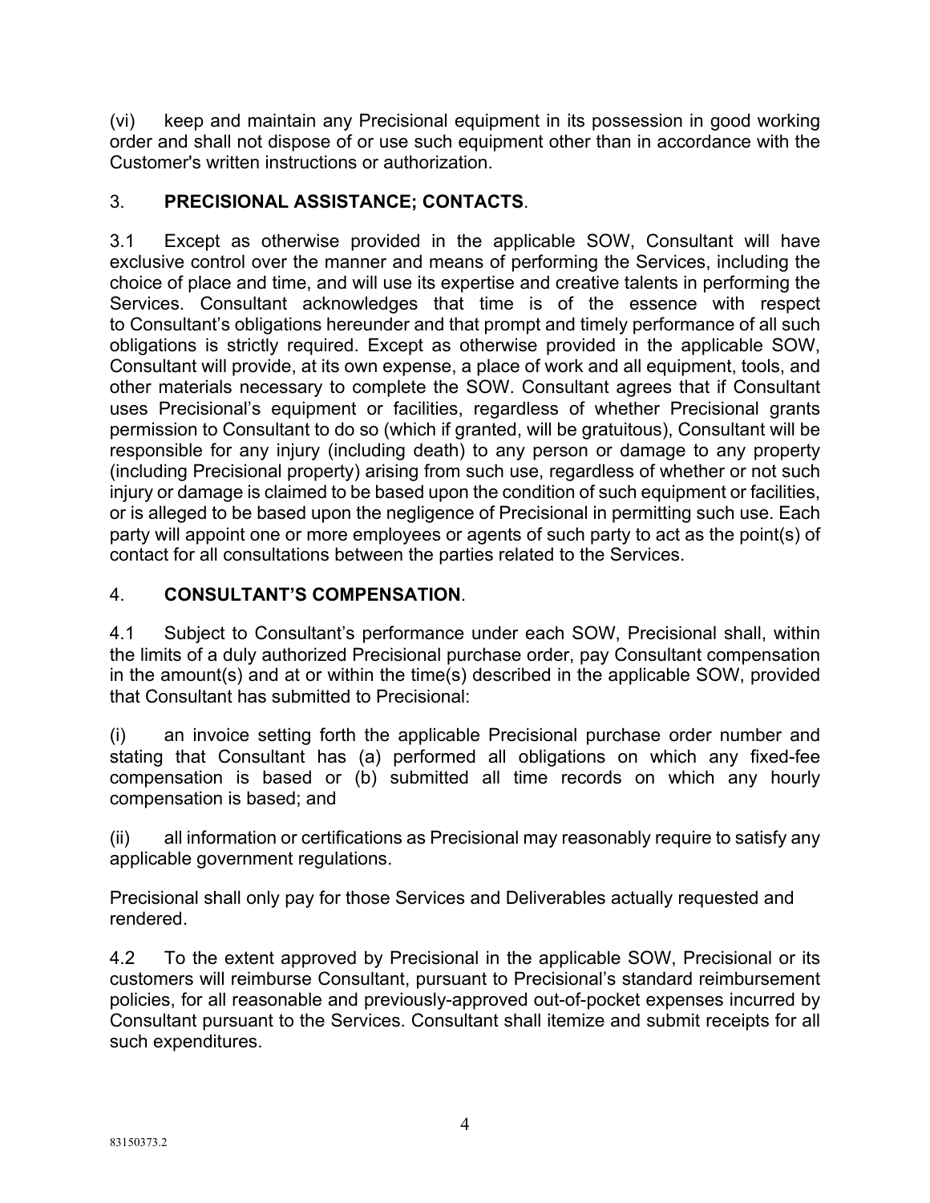(vi) keep and maintain any Precisional equipment in its possession in good working order and shall not dispose of or use such equipment other than in accordance with the Customer's written instructions or authorization.

## 3. **PRECISIONAL ASSISTANCE; CONTACTS**.

3.1 Except as otherwise provided in the applicable SOW, Consultant will have exclusive control over the manner and means of performing the Services, including the choice of place and time, and will use its expertise and creative talents in performing the Services. Consultant acknowledges that time is of the essence with respect to Consultant's obligations hereunder and that prompt and timely performance of all such obligations is strictly required. Except as otherwise provided in the applicable SOW, Consultant will provide, at its own expense, a place of work and all equipment, tools, and other materials necessary to complete the SOW. Consultant agrees that if Consultant uses Precisional's equipment or facilities, regardless of whether Precisional grants permission to Consultant to do so (which if granted, will be gratuitous), Consultant will be responsible for any injury (including death) to any person or damage to any property (including Precisional property) arising from such use, regardless of whether or not such injury or damage is claimed to be based upon the condition of such equipment or facilities, or is alleged to be based upon the negligence of Precisional in permitting such use. Each party will appoint one or more employees or agents of such party to act as the point(s) of contact for all consultations between the parties related to the Services.

## 4. **CONSULTANT'S COMPENSATION**.

4.1 Subject to Consultant's performance under each SOW, Precisional shall, within the limits of a duly authorized Precisional purchase order, pay Consultant compensation in the amount(s) and at or within the time(s) described in the applicable SOW, provided that Consultant has submitted to Precisional:

(i) an invoice setting forth the applicable Precisional purchase order number and stating that Consultant has (a) performed all obligations on which any fixed-fee compensation is based or (b) submitted all time records on which any hourly compensation is based; and

(ii) all information or certifications as Precisional may reasonably require to satisfy any applicable government regulations.

Precisional shall only pay for those Services and Deliverables actually requested and rendered.

4.2 To the extent approved by Precisional in the applicable SOW, Precisional or its customers will reimburse Consultant, pursuant to Precisional's standard reimbursement policies, for all reasonable and previously-approved out-of-pocket expenses incurred by Consultant pursuant to the Services. Consultant shall itemize and submit receipts for all such expenditures.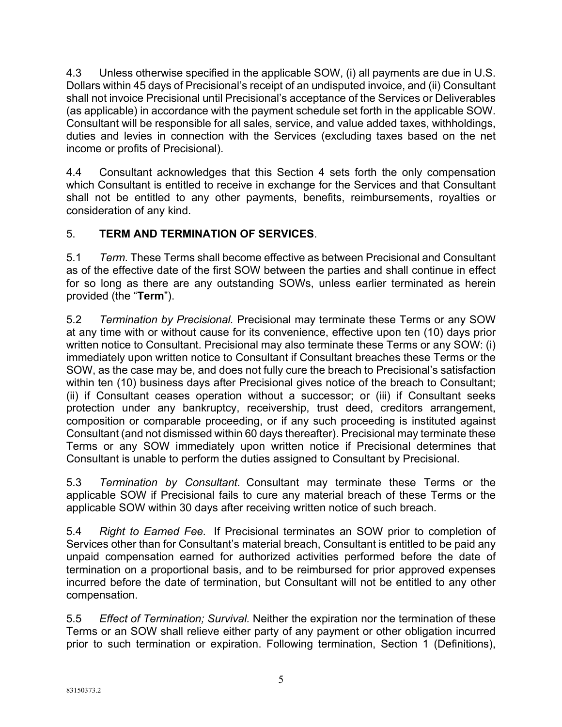4.3 Unless otherwise specified in the applicable SOW, (i) all payments are due in U.S. Dollars within 45 days of Precisional's receipt of an undisputed invoice, and (ii) Consultant shall not invoice Precisional until Precisional's acceptance of the Services or Deliverables (as applicable) in accordance with the payment schedule set forth in the applicable SOW. Consultant will be responsible for all sales, service, and value added taxes, withholdings, duties and levies in connection with the Services (excluding taxes based on the net income or profits of Precisional).

4.4 Consultant acknowledges that this Section 4 sets forth the only compensation which Consultant is entitled to receive in exchange for the Services and that Consultant shall not be entitled to any other payments, benefits, reimbursements, royalties or consideration of any kind.

## 5. **TERM AND TERMINATION OF SERVICES**.

5.1 *Term*. These Terms shall become effective as between Precisional and Consultant as of the effective date of the first SOW between the parties and shall continue in effect for so long as there are any outstanding SOWs, unless earlier terminated as herein provided (the "**Term**").

5.2 *Termination by Precisional.* Precisional may terminate these Terms or any SOW at any time with or without cause for its convenience, effective upon ten (10) days prior written notice to Consultant. Precisional may also terminate these Terms or any SOW: (i) immediately upon written notice to Consultant if Consultant breaches these Terms or the SOW, as the case may be, and does not fully cure the breach to Precisional's satisfaction within ten (10) business days after Precisional gives notice of the breach to Consultant; (ii) if Consultant ceases operation without a successor; or (iii) if Consultant seeks protection under any bankruptcy, receivership, trust deed, creditors arrangement, composition or comparable proceeding, or if any such proceeding is instituted against Consultant (and not dismissed within 60 days thereafter). Precisional may terminate these Terms or any SOW immediately upon written notice if Precisional determines that Consultant is unable to perform the duties assigned to Consultant by Precisional.

5.3 *Termination by Consultant.* Consultant may terminate these Terms or the applicable SOW if Precisional fails to cure any material breach of these Terms or the applicable SOW within 30 days after receiving written notice of such breach.

5.4 *Right to Earned Fee.* If Precisional terminates an SOW prior to completion of Services other than for Consultant's material breach, Consultant is entitled to be paid any unpaid compensation earned for authorized activities performed before the date of termination on a proportional basis, and to be reimbursed for prior approved expenses incurred before the date of termination, but Consultant will not be entitled to any other compensation.

5.5 *Effect of Termination; Survival.* Neither the expiration nor the termination of these Terms or an SOW shall relieve either party of any payment or other obligation incurred prior to such termination or expiration. Following termination, Section 1 (Definitions),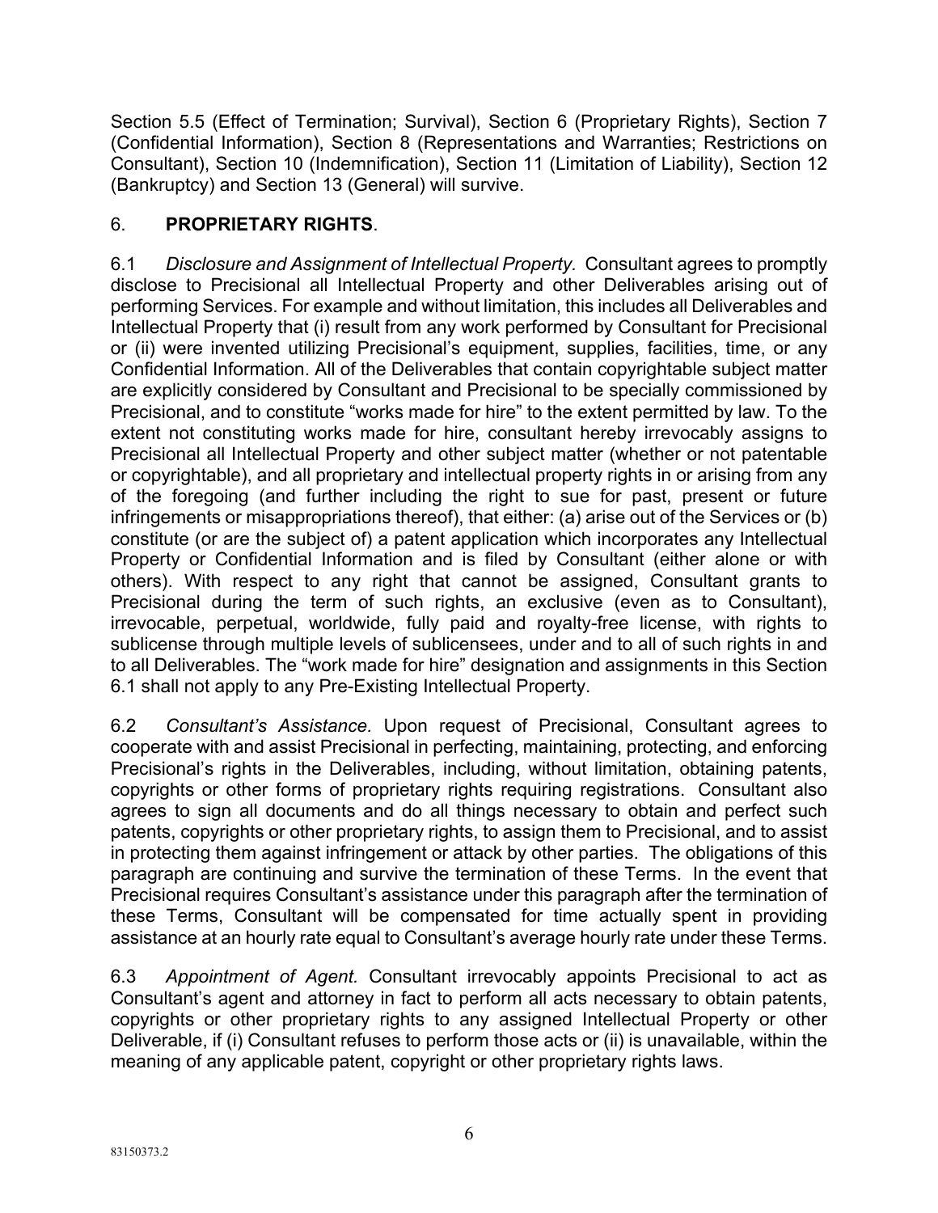Section 5.5 (Effect of Termination; Survival), Section 6 (Proprietary Rights), Section 7 (Confidential Information), Section 8 (Representations and Warranties; Restrictions on Consultant), Section 10 (Indemnification), Section 11 (Limitation of Liability), Section 12 (Bankruptcy) and Section 13 (General) will survive.

6. **PROPRIETARY RIGHTS**.

6.1 *Disclosure and Assignment of Intellectual Property.* Consultant agrees to promptly disclose to Precisional all Intellectual Property and other Deliverables arising out of performing Services. For example and without limitation, this includes all Deliverables and Intellectual Property that (i) result from any work performed by Consultant for Precisional or (ii) were invented utilizing Precisional's equipment, supplies, facilities, time, or any Confidential Information. All of the Deliverables that contain copyrightable subject matter are explicitly considered by Consultant and Precisional to be specially commissioned by Precisional, and to constitute "works made for hire" to the extent permitted by law. To the extent not constituting works made for hire, consultant hereby irrevocably assigns to Precisional all Intellectual Property and other subject matter (whether or not patentable or copyrightable), and all proprietary and intellectual property rights in or arising from any of the foregoing (and further including the right to sue for past, present or future infringements or misappropriations thereof), that either: (a) arise out of the Services or (b) constitute (or are the subject of) a patent application which incorporates any Intellectual Property or Confidential Information and is filed by Consultant (either alone or with others). With respect to any right that cannot be assigned, Consultant grants to Precisional during the term of such rights, an exclusive (even as to Consultant), irrevocable, perpetual, worldwide, fully paid and royalty-free license, with rights to sublicense through multiple levels of sublicensees, under and to all of such rights in and to all Deliverables. The "work made for hire" designation and assignments in this Section 6.1 shall not apply to any Pre-Existing Intellectual Property.

6.2 *Consultant's Assistance.* Upon request of Precisional, Consultant agrees to cooperate with and assist Precisional in perfecting, maintaining, protecting, and enforcing Precisional's rights in the Deliverables, including, without limitation, obtaining patents, copyrights or other forms of proprietary rights requiring registrations. Consultant also agrees to sign all documents and do all things necessary to obtain and perfect such patents, copyrights or other proprietary rights, to assign them to Precisional, and to assist in protecting them against infringement or attack by other parties. The obligations of this paragraph are continuing and survive the termination of these Terms. In the event that Precisional requires Consultant's assistance under this paragraph after the termination of these Terms, Consultant will be compensated for time actually spent in providing assistance at an hourly rate equal to Consultant's average hourly rate under these Terms.

6.3 *Appointment of Agent.* Consultant irrevocably appoints Precisional to act as Consultant's agent and attorney in fact to perform all acts necessary to obtain patents, copyrights or other proprietary rights to any assigned Intellectual Property or other Deliverable, if (i) Consultant refuses to perform those acts or (ii) is unavailable, within the meaning of any applicable patent, copyright or other proprietary rights laws.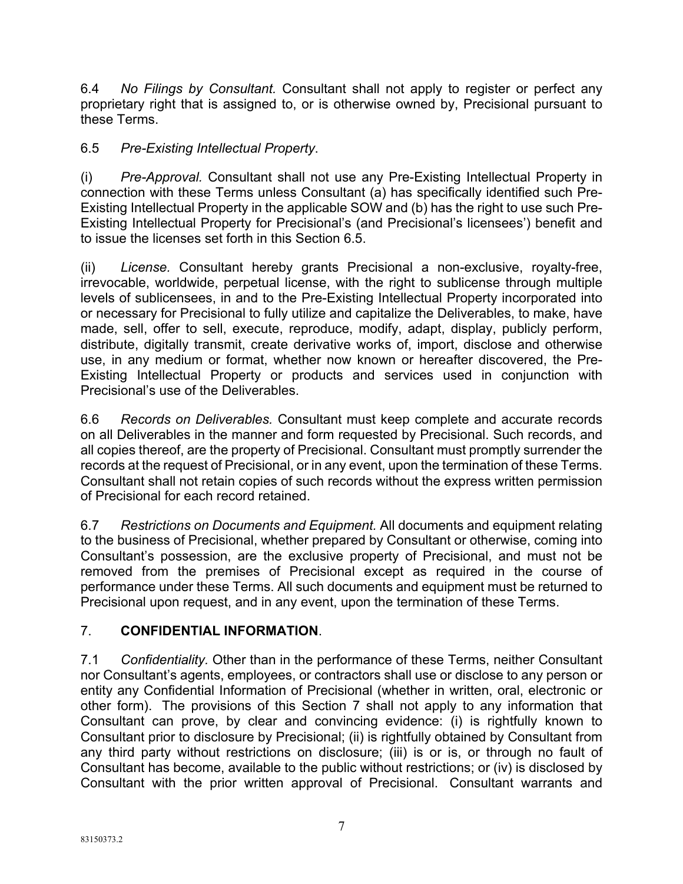6.4 *No Filings by Consultant.* Consultant shall not apply to register or perfect any proprietary right that is assigned to, or is otherwise owned by, Precisional pursuant to these Terms.

6.5 *Pre-Existing Intellectual Property*.

(i) *Pre-Approval.* Consultant shall not use any Pre-Existing Intellectual Property in connection with these Terms unless Consultant (a) has specifically identified such Pre-Existing Intellectual Property in the applicable SOW and (b) has the right to use such Pre-Existing Intellectual Property for Precisional's (and Precisional's licensees') benefit and to issue the licenses set forth in this Section 6.5.

(ii) *License.* Consultant hereby grants Precisional a non-exclusive, royalty-free, irrevocable, worldwide, perpetual license, with the right to sublicense through multiple levels of sublicensees, in and to the Pre-Existing Intellectual Property incorporated into or necessary for Precisional to fully utilize and capitalize the Deliverables, to make, have made, sell, offer to sell, execute, reproduce, modify, adapt, display, publicly perform, distribute, digitally transmit, create derivative works of, import, disclose and otherwise use, in any medium or format, whether now known or hereafter discovered, the Pre-Existing Intellectual Property or products and services used in conjunction with Precisional's use of the Deliverables.

6.6 *Records on Deliverables.* Consultant must keep complete and accurate records on all Deliverables in the manner and form requested by Precisional. Such records, and all copies thereof, are the property of Precisional. Consultant must promptly surrender the records at the request of Precisional, or in any event, upon the termination of these Terms. Consultant shall not retain copies of such records without the express written permission of Precisional for each record retained.

6.7 *Restrictions on Documents and Equipment.* All documents and equipment relating to the business of Precisional, whether prepared by Consultant or otherwise, coming into Consultant's possession, are the exclusive property of Precisional, and must not be removed from the premises of Precisional except as required in the course of performance under these Terms. All such documents and equipment must be returned to Precisional upon request, and in any event, upon the termination of these Terms.

## 7. **CONFIDENTIAL INFORMATION**.

7.1 *Confidentiality.* Other than in the performance of these Terms, neither Consultant nor Consultant's agents, employees, or contractors shall use or disclose to any person or entity any Confidential Information of Precisional (whether in written, oral, electronic or other form). The provisions of this Section 7 shall not apply to any information that Consultant can prove, by clear and convincing evidence: (i) is rightfully known to Consultant prior to disclosure by Precisional; (ii) is rightfully obtained by Consultant from any third party without restrictions on disclosure; (iii) is or is, or through no fault of Consultant has become, available to the public without restrictions; or (iv) is disclosed by Consultant with the prior written approval of Precisional. Consultant warrants and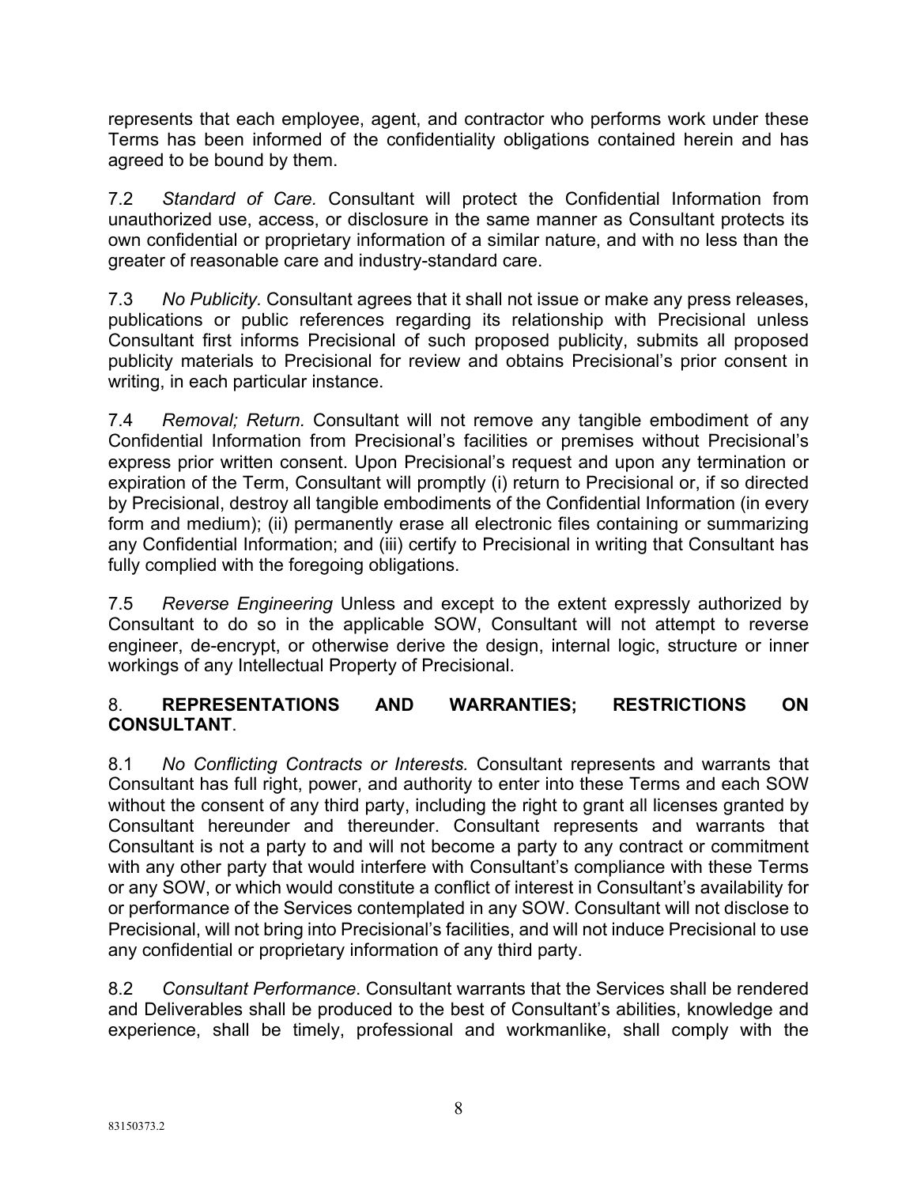represents that each employee, agent, and contractor who performs work under these Terms has been informed of the confidentiality obligations contained herein and has agreed to be bound by them.

7.2 *Standard of Care.* Consultant will protect the Confidential Information from unauthorized use, access, or disclosure in the same manner as Consultant protects its own confidential or proprietary information of a similar nature, and with no less than the greater of reasonable care and industry-standard care.

7.3 *No Publicity.* Consultant agrees that it shall not issue or make any press releases, publications or public references regarding its relationship with Precisional unless Consultant first informs Precisional of such proposed publicity, submits all proposed publicity materials to Precisional for review and obtains Precisional's prior consent in writing, in each particular instance.

7.4 *Removal; Return.* Consultant will not remove any tangible embodiment of any Confidential Information from Precisional's facilities or premises without Precisional's express prior written consent. Upon Precisional's request and upon any termination or expiration of the Term, Consultant will promptly (i) return to Precisional or, if so directed by Precisional, destroy all tangible embodiments of the Confidential Information (in every form and medium); (ii) permanently erase all electronic files containing or summarizing any Confidential Information; and (iii) certify to Precisional in writing that Consultant has fully complied with the foregoing obligations.

7.5 *Reverse Engineering* Unless and except to the extent expressly authorized by Consultant to do so in the applicable SOW, Consultant will not attempt to reverse engineer, de-encrypt, or otherwise derive the design, internal logic, structure or inner workings of any Intellectual Property of Precisional.

8. **REPRESENTATIONS AND WARRANTIES; RESTRICTIONS ON CONSULTANT**.

8.1 *No Conflicting Contracts or Interests.* Consultant represents and warrants that Consultant has full right, power, and authority to enter into these Terms and each SOW without the consent of any third party, including the right to grant all licenses granted by Consultant hereunder and thereunder. Consultant represents and warrants that Consultant is not a party to and will not become a party to any contract or commitment with any other party that would interfere with Consultant's compliance with these Terms or any SOW, or which would constitute a conflict of interest in Consultant's availability for or performance of the Services contemplated in any SOW. Consultant will not disclose to Precisional, will not bring into Precisional's facilities, and will not induce Precisional to use any confidential or proprietary information of any third party.

8.2 *Consultant Performance*. Consultant warrants that the Services shall be rendered and Deliverables shall be produced to the best of Consultant's abilities, knowledge and experience, shall be timely, professional and workmanlike, shall comply with the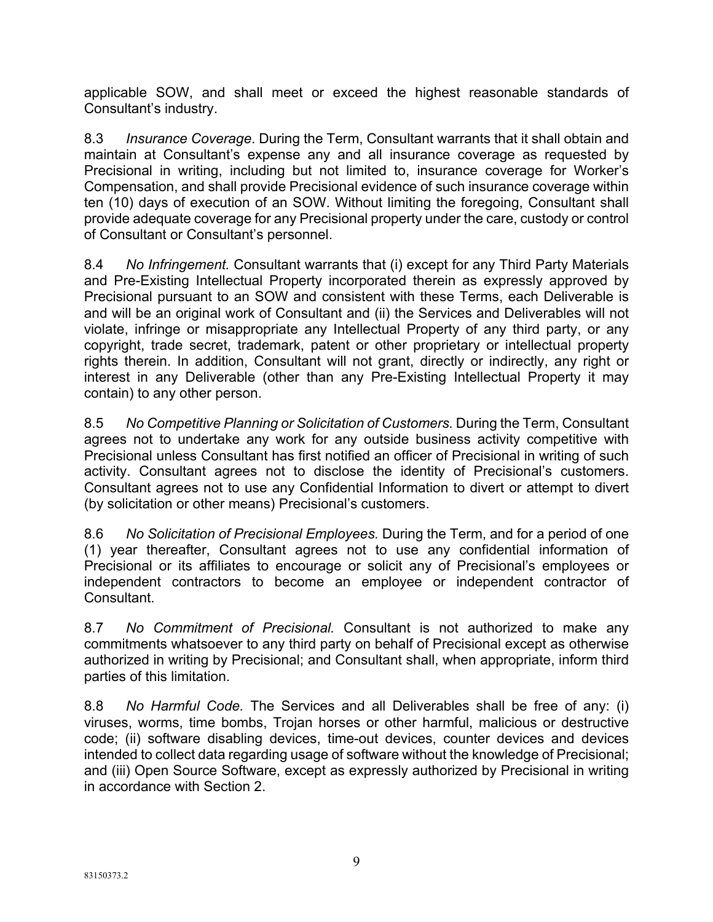applicable SOW, and shall meet or exceed the highest reasonable standards of Consultant's industry.

8.3 *Insurance Coverage*. During the Term, Consultant warrants that it shall obtain and maintain at Consultant's expense any and all insurance coverage as requested by Precisional in writing, including but not limited to, insurance coverage for Worker's Compensation, and shall provide Precisional evidence of such insurance coverage within ten (10) days of execution of an SOW. Without limiting the foregoing, Consultant shall provide adequate coverage for any Precisional property under the care, custody or control of Consultant or Consultant's personnel.

8.4 *No Infringement.* Consultant warrants that (i) except for any Third Party Materials and Pre-Existing Intellectual Property incorporated therein as expressly approved by Precisional pursuant to an SOW and consistent with these Terms, each Deliverable is and will be an original work of Consultant and (ii) the Services and Deliverables will not violate, infringe or misappropriate any Intellectual Property of any third party, or any copyright, trade secret, trademark, patent or other proprietary or intellectual property rights therein. In addition, Consultant will not grant, directly or indirectly, any right or interest in any Deliverable (other than any Pre-Existing Intellectual Property it may contain) to any other person.

8.5 *No Competitive Planning or Solicitation of Customers.* During the Term, Consultant agrees not to undertake any work for any outside business activity competitive with Precisional unless Consultant has first notified an officer of Precisional in writing of such activity. Consultant agrees not to disclose the identity of Precisional's customers. Consultant agrees not to use any Confidential Information to divert or attempt to divert (by solicitation or other means) Precisional's customers.

8.6 *No Solicitation of Precisional Employees.* During the Term, and for a period of one (1) year thereafter, Consultant agrees not to use any confidential information of Precisional or its affiliates to encourage or solicit any of Precisional's employees or independent contractors to become an employee or independent contractor of Consultant.

8.7 *No Commitment of Precisional.* Consultant is not authorized to make any commitments whatsoever to any third party on behalf of Precisional except as otherwise authorized in writing by Precisional; and Consultant shall, when appropriate, inform third parties of this limitation.

8.8 *No Harmful Code.* The Services and all Deliverables shall be free of any: (i) viruses, worms, time bombs, Trojan horses or other harmful, malicious or destructive code; (ii) software disabling devices, time-out devices, counter devices and devices intended to collect data regarding usage of software without the knowledge of Precisional; and (iii) Open Source Software, except as expressly authorized by Precisional in writing in accordance with Section 2.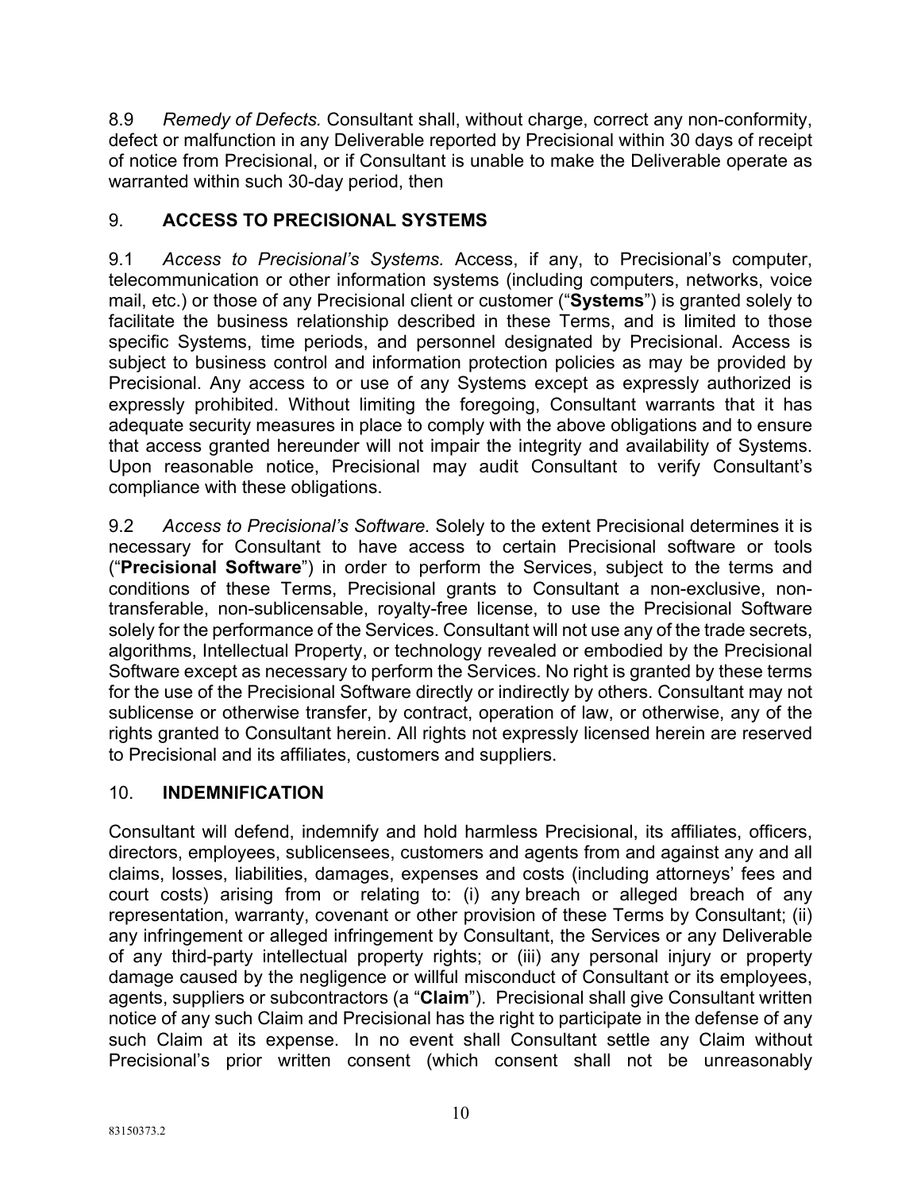8.9 *Remedy of Defects.* Consultant shall, without charge, correct any non-conformity, defect or malfunction in any Deliverable reported by Precisional within 30 days of receipt of notice from Precisional, or if Consultant is unable to make the Deliverable operate as warranted within such 30-day period, then

## 9. ACCESS TO PRECISIONAL SYSTEMS

9.1 *Access to Precisional's Systems.* Access, if any, to Precisional's computer, telecommunication or other information systems (including computers, networks, voice mail, etc.) or those of any Precisional client or customer ("**Systems**") is granted solely to facilitate the business relationship described in these Terms, and is limited to those specific Systems, time periods, and personnel designated by Precisional. Access is subject to business control and information protection policies as may be provided by Precisional. Any access to or use of any Systems except as expressly authorized is expressly prohibited. Without limiting the foregoing, Consultant warrants that it has adequate security measures in place to comply with the above obligations and to ensure that access granted hereunder will not impair the integrity and availability of Systems. Upon reasonable notice, Precisional may audit Consultant to verify Consultant's compliance with these obligations.

9.2 *Access to Precisional's Software.* Solely to the extent Precisional determines it is necessary for Consultant to have access to certain Precisional software or tools ("**Precisional Software**") in order to perform the Services, subject to the terms and conditions of these Terms, Precisional grants to Consultant a non-exclusive, non-transferable, non-sublicensable, royalty-free license, to use the Precisional Software solely for the performance of the Services. Consultant will not use any of the trade secrets, algorithms, Intellectual Property, or technology revealed or embodied by the Precisional Software except as necessary to perform the Services. No right is granted by these terms for the use of the Precisional Software directly or indirectly by others. Consultant may not sublicense or otherwise transfer, by contract, operation of law, or otherwise, any of the rights granted to Consultant herein. All rights not expressly licensed herein are reserved to Precisional and its affiliates, customers and suppliers.

## 10. INDEMNIFICATION

Consultant will defend, indemnify and hold harmless Precisional, its affiliates, officers, directors, employees, sublicensees, customers and agents from and against any and all claims, losses, liabilities, damages, expenses and costs (including attorneys' fees and court costs) arising from or relating to: (i) any breach or alleged breach of any representation, warranty, covenant or other provision of these Terms by Consultant; (ii) any infringement or alleged infringement by Consultant, the Services or any Deliverable of any third-party intellectual property rights; or (iii) any personal injury or property damage caused by the negligence or willful misconduct of Consultant or its employees, agents, suppliers or subcontractors (a "**Claim**"). Precisional shall give Consultant written notice of any such Claim and Precisional has the right to participate in the defense of any such Claim at its expense. In no event shall Consultant settle any Claim without Precisional's prior written consent (which consent shall not be unreasonably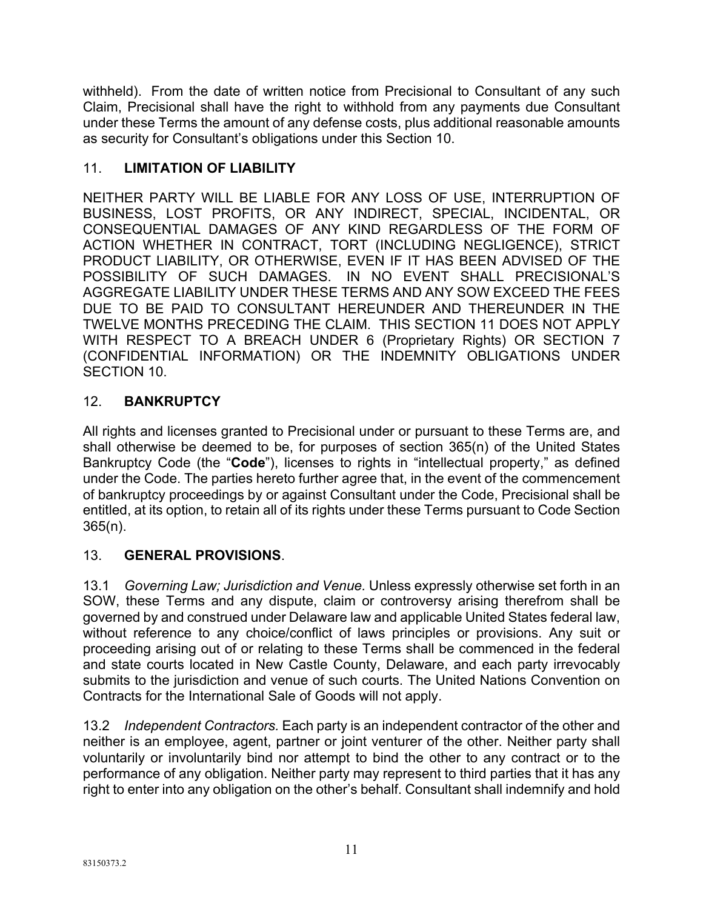withheld). From the date of written notice from Precisional to Consultant of any such Claim, Precisional shall have the right to withhold from any payments due Consultant under these Terms the amount of any defense costs, plus additional reasonable amounts as security for Consultant's obligations under this Section 10.

## 11. LIMITATION OF LIABILITY

NEITHER PARTY WILL BE LIABLE FOR ANY LOSS OF USE, INTERRUPTION OF BUSINESS, LOST PROFITS, OR ANY INDIRECT, SPECIAL, INCIDENTAL, OR CONSEQUENTIAL DAMAGES OF ANY KIND REGARDLESS OF THE FORM OF ACTION WHETHER IN CONTRACT, TORT (INCLUDING NEGLIGENCE), STRICT PRODUCT LIABILITY, OR OTHERWISE, EVEN IF IT HAS BEEN ADVISED OF THE POSSIBILITY OF SUCH DAMAGES. IN NO EVENT SHALL PRECISIONAL'S AGGREGATE LIABILITY UNDER THESE TERMS AND ANY SOW EXCEED THE FEES DUE TO BE PAID TO CONSULTANT HEREUNDER AND THEREUNDER IN THE TWELVE MONTHS PRECEDING THE CLAIM. THIS SECTION 11 DOES NOT APPLY WITH RESPECT TO A BREACH UNDER 6 (Proprietary Rights) OR SECTION 7 (CONFIDENTIAL INFORMATION) OR THE INDEMNITY OBLIGATIONS UNDER SECTION 10.

## 12. BANKRUPTCY

All rights and licenses granted to Precisional under or pursuant to these Terms are, and shall otherwise be deemed to be, for purposes of section 365(n) of the United States Bankruptcy Code (the "**Code**"), licenses to rights in "intellectual property," as defined under the Code. The parties hereto further agree that, in the event of the commencement of bankruptcy proceedings by or against Consultant under the Code, Precisional shall be entitled, at its option, to retain all of its rights under these Terms pursuant to Code Section 365(n).

## 13. GENERAL PROVISIONS.

13.1 *Governing Law; Jurisdiction and Venue.* Unless expressly otherwise set forth in an SOW, these Terms and any dispute, claim or controversy arising therefrom shall be governed by and construed under Delaware law and applicable United States federal law, without reference to any choice/conflict of laws principles or provisions. Any suit or proceeding arising out of or relating to these Terms shall be commenced in the federal and state courts located in New Castle County, Delaware, and each party irrevocably submits to the jurisdiction and venue of such courts. The United Nations Convention on Contracts for the International Sale of Goods will not apply.

13.2 *Independent Contractors.* Each party is an independent contractor of the other and neither is an employee, agent, partner or joint venturer of the other. Neither party shall voluntarily or involuntarily bind nor attempt to bind the other to any contract or to the performance of any obligation. Neither party may represent to third parties that it has any right to enter into any obligation on the other's behalf. Consultant shall indemnify and hold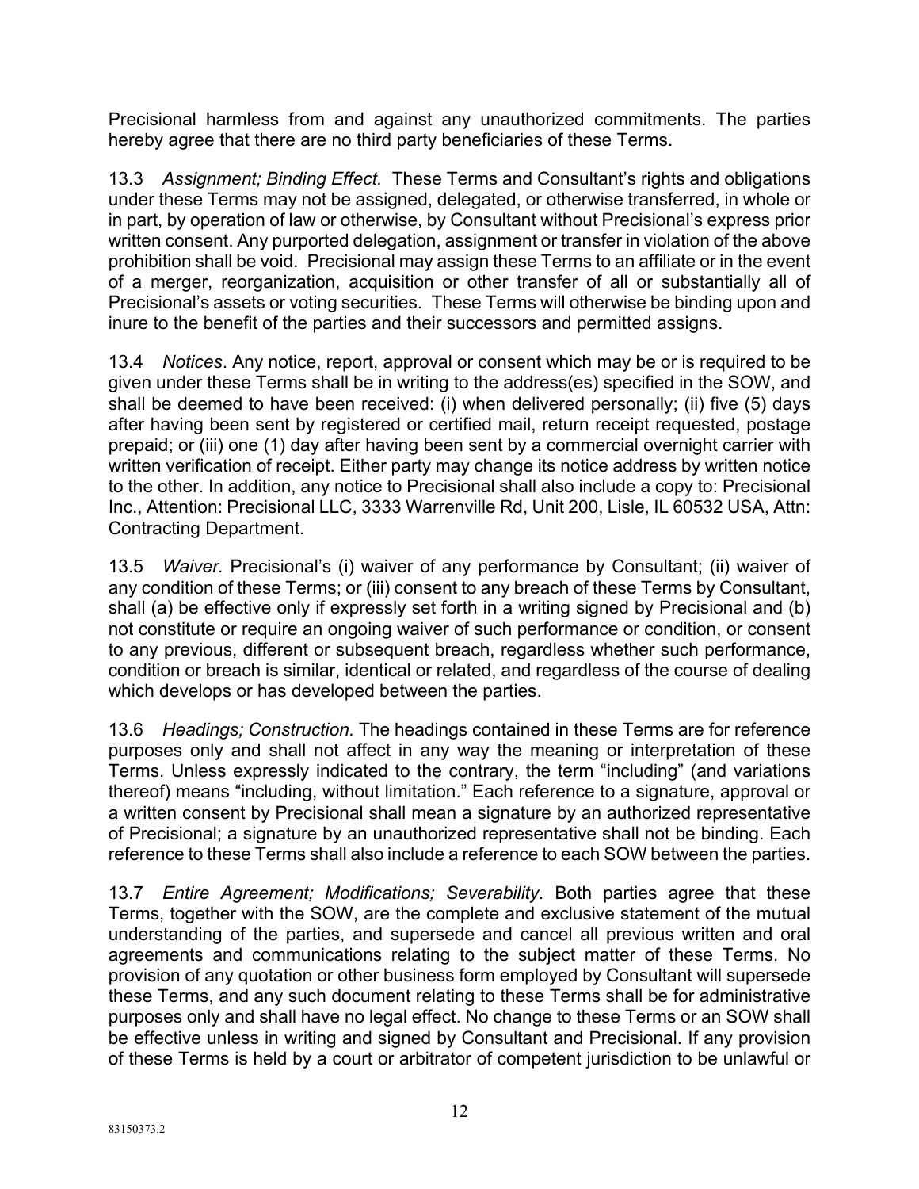Precisional harmless from and against any unauthorized commitments. The parties hereby agree that there are no third party beneficiaries of these Terms.

13.3 *Assignment; Binding Effect.* These Terms and Consultant's rights and obligations under these Terms may not be assigned, delegated, or otherwise transferred, in whole or in part, by operation of law or otherwise, by Consultant without Precisional's express prior written consent. Any purported delegation, assignment or transfer in violation of the above prohibition shall be void. Precisional may assign these Terms to an affiliate or in the event of a merger, reorganization, acquisition or other transfer of all or substantially all of Precisional's assets or voting securities. These Terms will otherwise be binding upon and inure to the benefit of the parties and their successors and permitted assigns.

13.4 *Notices*. Any notice, report, approval or consent which may be or is required to be given under these Terms shall be in writing to the address(es) specified in the SOW, and shall be deemed to have been received: (i) when delivered personally; (ii) five (5) days after having been sent by registered or certified mail, return receipt requested, postage prepaid; or (iii) one (1) day after having been sent by a commercial overnight carrier with written verification of receipt. Either party may change its notice address by written notice to the other. In addition, any notice to Precisional shall also include a copy to: Precisional Inc., Attention: Precisional LLC, 3333 Warrenville Rd, Unit 200, Lisle, IL 60532 USA, Attn: Contracting Department.

13.5 *Waiver.* Precisional's (i) waiver of any performance by Consultant; (ii) waiver of any condition of these Terms; or (iii) consent to any breach of these Terms by Consultant, shall (a) be effective only if expressly set forth in a writing signed by Precisional and (b) not constitute or require an ongoing waiver of such performance or condition, or consent to any previous, different or subsequent breach, regardless whether such performance, condition or breach is similar, identical or related, and regardless of the course of dealing which develops or has developed between the parties.

13.6 *Headings; Construction.* The headings contained in these Terms are for reference purposes only and shall not affect in any way the meaning or interpretation of these Terms. Unless expressly indicated to the contrary, the term "including" (and variations thereof) means "including, without limitation." Each reference to a signature, approval or a written consent by Precisional shall mean a signature by an authorized representative of Precisional; a signature by an unauthorized representative shall not be binding. Each reference to these Terms shall also include a reference to each SOW between the parties.

13.7 *Entire Agreement; Modifications; Severability.* Both parties agree that these Terms, together with the SOW, are the complete and exclusive statement of the mutual understanding of the parties, and supersede and cancel all previous written and oral agreements and communications relating to the subject matter of these Terms. No provision of any quotation or other business form employed by Consultant will supersede these Terms, and any such document relating to these Terms shall be for administrative purposes only and shall have no legal effect. No change to these Terms or an SOW shall be effective unless in writing and signed by Consultant and Precisional. If any provision of these Terms is held by a court or arbitrator of competent jurisdiction to be unlawful or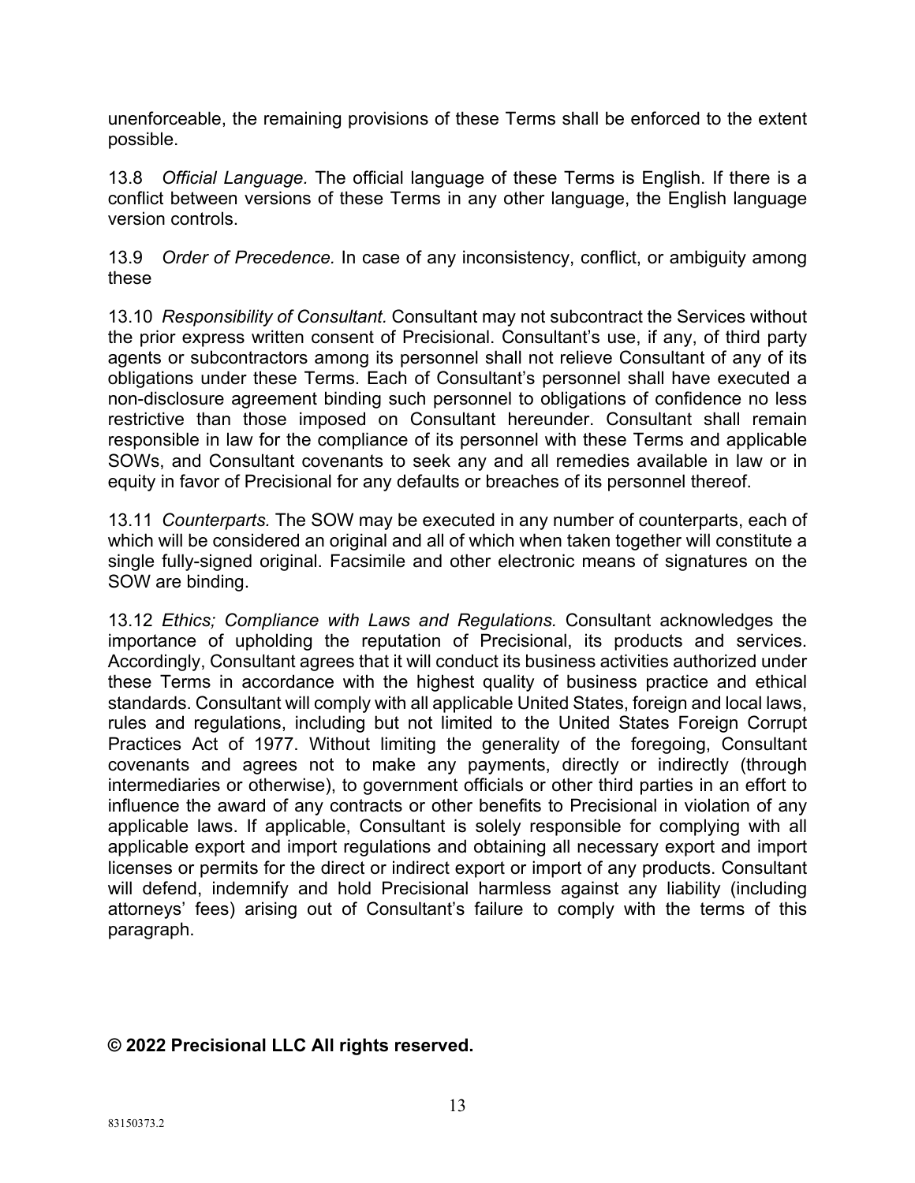unenforceable, the remaining provisions of these Terms shall be enforced to the extent possible.

13.8 *Official Language.* The official language of these Terms is English. If there is a conflict between versions of these Terms in any other language, the English language version controls.

13.9 *Order of Precedence.* In case of any inconsistency, conflict, or ambiguity among these

13.10 *Responsibility of Consultant.* Consultant may not subcontract the Services without the prior express written consent of Precisional. Consultant's use, if any, of third party agents or subcontractors among its personnel shall not relieve Consultant of any of its obligations under these Terms. Each of Consultant's personnel shall have executed a non-disclosure agreement binding such personnel to obligations of confidence no less restrictive than those imposed on Consultant hereunder. Consultant shall remain responsible in law for the compliance of its personnel with these Terms and applicable SOWs, and Consultant covenants to seek any and all remedies available in law or in equity in favor of Precisional for any defaults or breaches of its personnel thereof.

13.11 *Counterparts.* The SOW may be executed in any number of counterparts, each of which will be considered an original and all of which when taken together will constitute a single fully-signed original. Facsimile and other electronic means of signatures on the SOW are binding.

13.12 *Ethics; Compliance with Laws and Regulations.* Consultant acknowledges the importance of upholding the reputation of Precisional, its products and services. Accordingly, Consultant agrees that it will conduct its business activities authorized under these Terms in accordance with the highest quality of business practice and ethical standards. Consultant will comply with all applicable United States, foreign and local laws, rules and regulations, including but not limited to the United States Foreign Corrupt Practices Act of 1977. Without limiting the generality of the foregoing, Consultant covenants and agrees not to make any payments, directly or indirectly (through intermediaries or otherwise), to government officials or other third parties in an effort to influence the award of any contracts or other benefits to Precisional in violation of any applicable laws. If applicable, Consultant is solely responsible for complying with all applicable export and import regulations and obtaining all necessary export and import licenses or permits for the direct or indirect export or import of any products. Consultant will defend, indemnify and hold Precisional harmless against any liability (including attorneys' fees) arising out of Consultant's failure to comply with the terms of this paragraph.

**© 2022 Precisional LLC All rights reserved.**

83150373.2